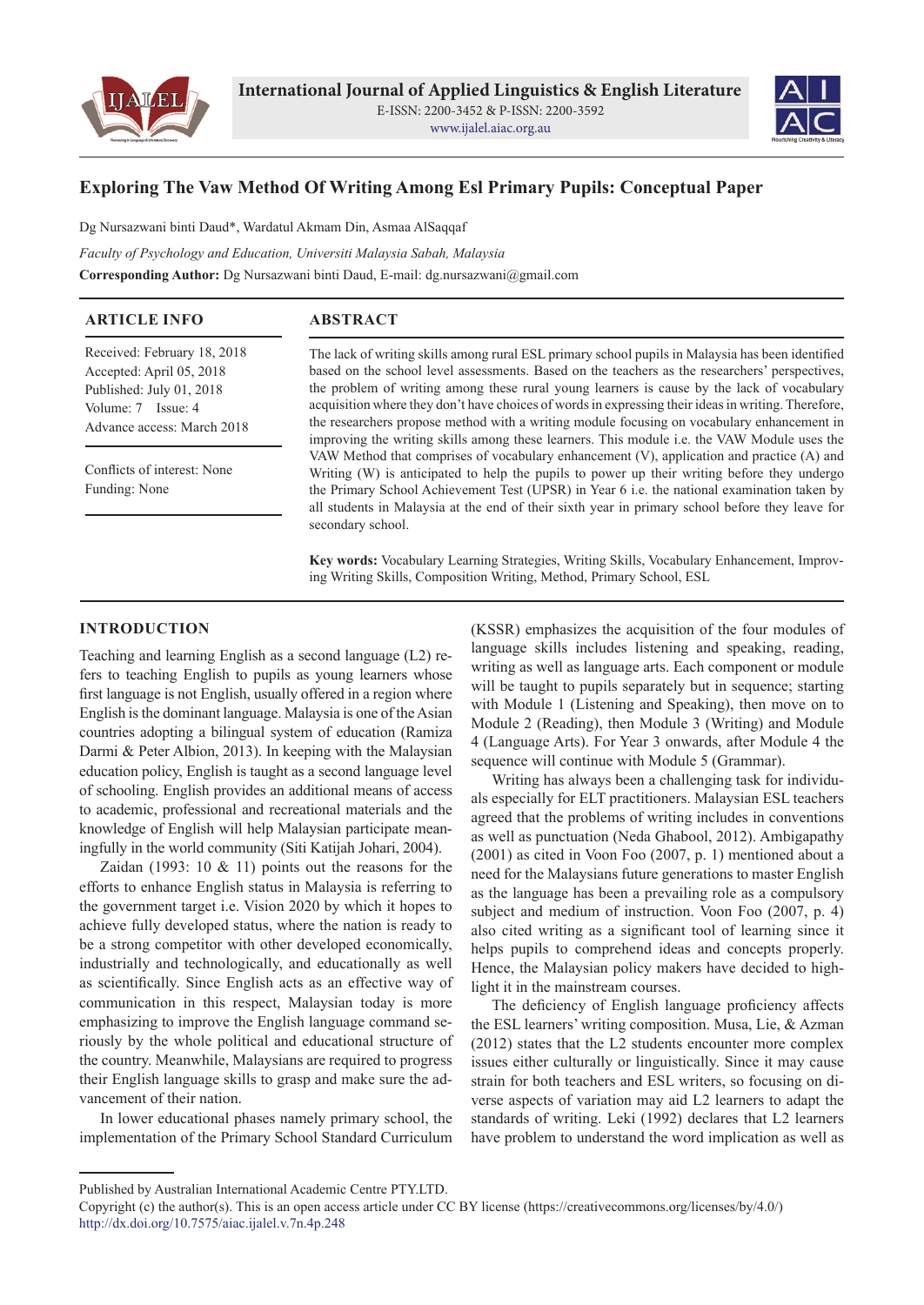# Exploring The Vaw Method Of Writing Among Esl Primary Pupils: Conceptual Paper

Dg Nursazwani binti Daud*, Wardatul Akmam Din, Asmaa AlSaqqaf

*Faculty of Psychology and Education, Universiti Malaysia Sabah, Malaysia*

**Corresponding Author:** Dg Nursazwani binti Daud, E-mail: dg.nursazwani@gmail.com

## ARTICLE INFO

Received: February 18, 2018
Accepted: April 05, 2018
Published: July 01, 2018
Volume: 7 Issue: 4
Advance access: March 2018

Conflicts of interest: None
Funding: None

## ABSTRACT

The lack of writing skills among rural ESL primary school pupils in Malaysia has been identified based on the school level assessments. Based on the teachers as the researchers' perspectives, the problem of writing among these rural young learners is cause by the lack of vocabulary acquisition where they don't have choices of words in expressing their ideas in writing. Therefore, the researchers propose method with a writing module focusing on vocabulary enhancement in improving the writing skills among these learners. This module i.e. the VAW Module uses the VAW Method that comprises of vocabulary enhancement (V), application and practice (A) and Writing (W) is anticipated to help the pupils to power up their writing before they undergo the Primary School Achievement Test (UPSR) in Year 6 i.e. the national examination taken by all students in Malaysia at the end of their sixth year in primary school before they leave for secondary school.

**Key words:** Vocabulary Learning Strategies, Writing Skills, Vocabulary Enhancement, Improving Writing Skills, Composition Writing, Method, Primary School, ESL

## INTRODUCTION

Teaching and learning English as a second language (L2) refers to teaching English to pupils as young learners whose first language is not English, usually offered in a region where English is the dominant language. Malaysia is one of the Asian countries adopting a bilingual system of education (Ramiza Darmi & Peter Albion, 2013). In keeping with the Malaysian education policy, English is taught as a second language level of schooling. English provides an additional means of access to academic, professional and recreational materials and the knowledge of English will help Malaysian participate meaningfully in the world community (Siti Katijah Johari, 2004).

Zaidan (1993: 10 & 11) points out the reasons for the efforts to enhance English status in Malaysia is referring to the government target i.e. Vision 2020 by which it hopes to achieve fully developed status, where the nation is ready to be a strong competitor with other developed economically, industrially and technologically, and educationally as well as scientifically. Since English acts as an effective way of communication in this respect, Malaysian today is more emphasizing to improve the English language command seriously by the whole political and educational structure of the country. Meanwhile, Malaysians are required to progress their English language skills to grasp and make sure the advancement of their nation.

In lower educational phases namely primary school, the implementation of the Primary School Standard Curriculum (KSSR) emphasizes the acquisition of the four modules of language skills includes listening and speaking, reading, writing as well as language arts. Each component or module will be taught to pupils separately but in sequence; starting with Module 1 (Listening and Speaking), then move on to Module 2 (Reading), then Module 3 (Writing) and Module 4 (Language Arts). For Year 3 onwards, after Module 4 the sequence will continue with Module 5 (Grammar).

Writing has always been a challenging task for individuals especially for ELT practitioners. Malaysian ESL teachers agreed that the problems of writing includes in conventions as well as punctuation (Neda Ghabool, 2012). Ambigapathy (2001) as cited in Voon Foo (2007, p. 1) mentioned about a need for the Malaysians future generations to master English as the language has been a prevailing role as a compulsory subject and medium of instruction. Voon Foo (2007, p. 4) also cited writing as a significant tool of learning since it helps pupils to comprehend ideas and concepts properly. Hence, the Malaysian policy makers have decided to highlight it in the mainstream courses.

The deficiency of English language proficiency affects the ESL learners' writing composition. Musa, Lie, & Azman (2012) states that the L2 students encounter more complex issues either culturally or linguistically. Since it may cause strain for both teachers and ESL writers, so focusing on diverse aspects of variation may aid L2 learners to adapt the standards of writing. Leki (1992) declares that L2 learners have problem to understand the word implication as well as

Published by Australian International Academic Centre PTY.LTD.
Copyright (c) the author(s). This is an open access article under CC BY license (https://creativecommons.org/licenses/by/4.0/)
http://dx.doi.org/10.7575/aiac.ijalel.v.7n.4p.248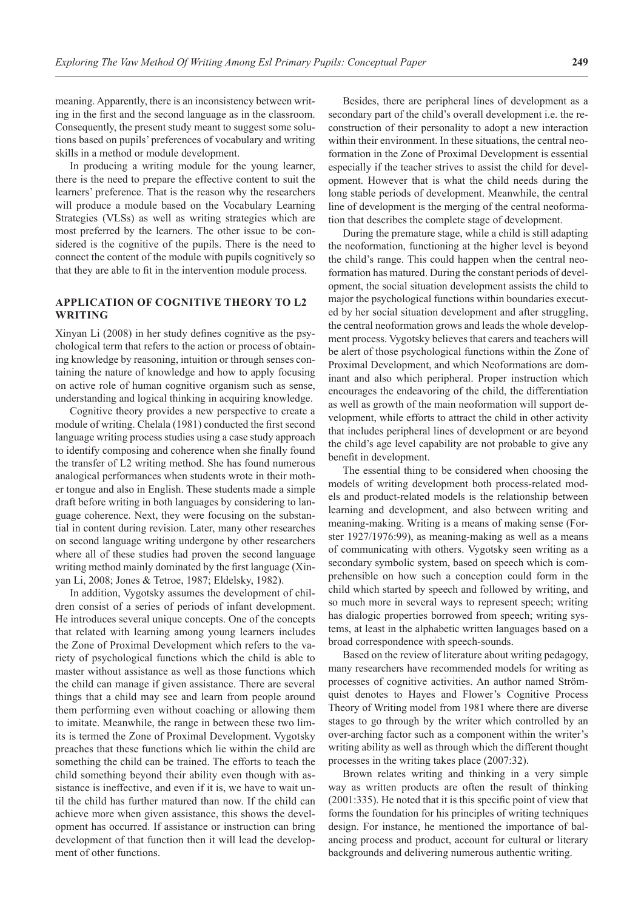meaning. Apparently, there is an inconsistency between writing in the first and the second language as in the classroom. Consequently, the present study meant to suggest some solutions based on pupils' preferences of vocabulary and writing skills in a method or module development.

In producing a writing module for the young learner, there is the need to prepare the effective content to suit the learners' preference. That is the reason why the researchers will produce a module based on the Vocabulary Learning Strategies (VLSs) as well as writing strategies which are most preferred by the learners. The other issue to be considered is the cognitive of the pupils. There is the need to connect the content of the module with pupils cognitively so that they are able to fit in the intervention module process.

## APPLICATION OF COGNITIVE THEORY TO L2 WRITING

Xinyan Li (2008) in her study defines cognitive as the psychological term that refers to the action or process of obtaining knowledge by reasoning, intuition or through senses containing the nature of knowledge and how to apply focusing on active role of human cognitive organism such as sense, understanding and logical thinking in acquiring knowledge.

Cognitive theory provides a new perspective to create a module of writing. Chelala (1981) conducted the first second language writing process studies using a case study approach to identify composing and coherence when she finally found the transfer of L2 writing method. She has found numerous analogical performances when students wrote in their mother tongue and also in English. These students made a simple draft before writing in both languages by considering to language coherence. Next, they were focusing on the substantial in content during revision. Later, many other researches on second language writing undergone by other researchers where all of these studies had proven the second language writing method mainly dominated by the first language (Xinyan Li, 2008; Jones & Tetroe, 1987; Eldelsky, 1982).

In addition, Vygotsky assumes the development of children consist of a series of periods of infant development. He introduces several unique concepts. One of the concepts that related with learning among young learners includes the Zone of Proximal Development which refers to the variety of psychological functions which the child is able to master without assistance as well as those functions which the child can manage if given assistance. There are several things that a child may see and learn from people around them performing even without coaching or allowing them to imitate. Meanwhile, the range in between these two limits is termed the Zone of Proximal Development. Vygotsky preaches that these functions which lie within the child are something the child can be trained. The efforts to teach the child something beyond their ability even though with assistance is ineffective, and even if it is, we have to wait until the child has further matured than now. If the child can achieve more when given assistance, this shows the development has occurred. If assistance or instruction can bring development of that function then it will lead the development of other functions.

Besides, there are peripheral lines of development as a secondary part of the child's overall development i.e. the reconstruction of their personality to adopt a new interaction within their environment. In these situations, the central neoformation in the Zone of Proximal Development is essential especially if the teacher strives to assist the child for development. However that is what the child needs during the long stable periods of development. Meanwhile, the central line of development is the merging of the central neoformation that describes the complete stage of development.

During the premature stage, while a child is still adapting the neoformation, functioning at the higher level is beyond the child's range. This could happen when the central neoformation has matured. During the constant periods of development, the social situation development assists the child to major the psychological functions within boundaries executed by her social situation development and after struggling, the central neoformation grows and leads the whole development process. Vygotsky believes that carers and teachers will be alert of those psychological functions within the Zone of Proximal Development, and which Neoformations are dominant and also which peripheral. Proper instruction which encourages the endeavoring of the child, the differentiation as well as growth of the main neoformation will support development, while efforts to attract the child in other activity that includes peripheral lines of development or are beyond the child's age level capability are not probable to give any benefit in development.

The essential thing to be considered when choosing the models of writing development both process-related models and product-related models is the relationship between learning and development, and also between writing and meaning-making. Writing is a means of making sense (Forster 1927/1976:99), as meaning-making as well as a means of communicating with others. Vygotsky seen writing as a secondary symbolic system, based on speech which is comprehensible on how such a conception could form in the child which started by speech and followed by writing, and so much more in several ways to represent speech; writing has dialogic properties borrowed from speech; writing systems, at least in the alphabetic written languages based on a broad correspondence with speech-sounds.

Based on the review of literature about writing pedagogy, many researchers have recommended models for writing as processes of cognitive activities. An author named Strömquist denotes to Hayes and Flower's Cognitive Process Theory of Writing model from 1981 where there are diverse stages to go through by the writer which controlled by an over-arching factor such as a component within the writer's writing ability as well as through which the different thought processes in the writing takes place (2007:32).

Brown relates writing and thinking in a very simple way as written products are often the result of thinking (2001:335). He noted that it is this specific point of view that forms the foundation for his principles of writing techniques design. For instance, he mentioned the importance of balancing process and product, account for cultural or literary backgrounds and delivering numerous authentic writing.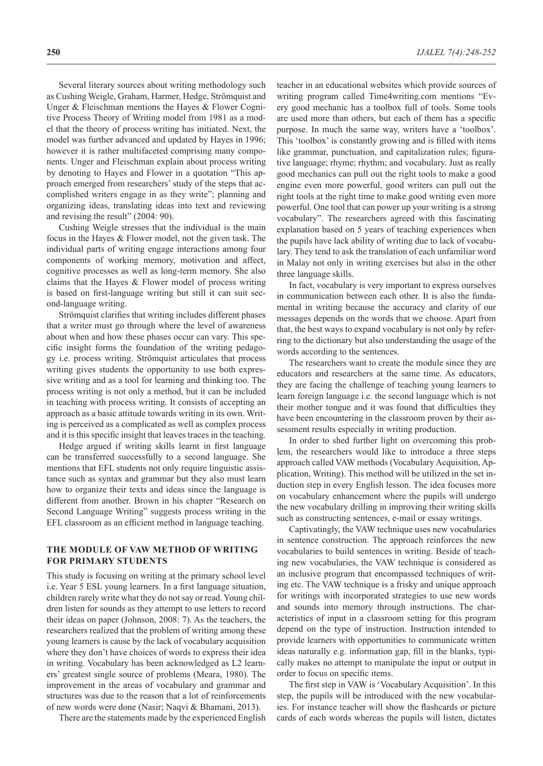Several literary sources about writing methodology such as Cushing Weigle, Graham, Harmer, Hedge, Strömquist and Unger & Fleischman mentions the Hayes & Flower Cognitive Process Theory of Writing model from 1981 as a model that the theory of process writing has initiated. Next, the model was further advanced and updated by Hayes in 1996; however it is rather multifaceted comprising many components. Unger and Fleischman explain about process writing by denoting to Hayes and Flower in a quotation "This approach emerged from researchers' study of the steps that accomplished writers engage in as they write"; planning and organizing ideas, translating ideas into text and reviewing and revising the result" (2004: 90).

Cushing Weigle stresses that the individual is the main focus in the Hayes & Flower model, not the given task. The individual parts of writing engage interactions among four components of working memory, motivation and affect, cognitive processes as well as long-term memory. She also claims that the Hayes & Flower model of process writing is based on first-language writing but still it can suit second-language writing.

Strömquist clarifies that writing includes different phases that a writer must go through where the level of awareness about when and how these phases occur can vary. This specific insight forms the foundation of the writing pedagogy i.e. process writing. Strömquist articulates that process writing gives students the opportunity to use both expressive writing and as a tool for learning and thinking too. The process writing is not only a method, but it can be included in teaching with process writing. It consists of accepting an approach as a basic attitude towards writing in its own. Writing is perceived as a complicated as well as complex process and it is this specific insight that leaves traces in the teaching.

Hedge argued if writing skills learnt in first language can be transferred successfully to a second language. She mentions that EFL students not only require linguistic assistance such as syntax and grammar but they also must learn how to organize their texts and ideas since the language is different from another. Brown in his chapter "Research on Second Language Writing" suggests process writing in the EFL classroom as an efficient method in language teaching.

## THE MODULE OF VAW METHOD OF WRITING FOR PRIMARY STUDENTS

This study is focusing on writing at the primary school level i.e. Year 5 ESL young learners. In a first language situation, children rarely write what they do not say or read. Young children listen for sounds as they attempt to use letters to record their ideas on paper (Johnson, 2008: 7). As the teachers, the researchers realized that the problem of writing among these young learners is cause by the lack of vocabulary acquisition where they don't have choices of words to express their idea in writing. Vocabulary has been acknowledged as L2 learners' greatest single source of problems (Meara, 1980). The improvement in the areas of vocabulary and grammar and structures was due to the reason that a lot of reinforcements of new words were done (Nasir; Naqvi & Bhamani, 2013).

There are the statements made by the experienced English teacher in an educational websites which provide sources of writing program called Time4writing.com mentions "Every good mechanic has a toolbox full of tools. Some tools are used more than others, but each of them has a specific purpose. In much the same way, writers have a 'toolbox'. This 'toolbox' is constantly growing and is filled with items like grammar, punctuation, and capitalization rules; figurative language; rhyme; rhythm; and vocabulary. Just as really good mechanics can pull out the right tools to make a good engine even more powerful, good writers can pull out the right tools at the right time to make good writing even more powerful. One tool that can power up your writing is a strong vocabulary". The researchers agreed with this fascinating explanation based on 5 years of teaching experiences when the pupils have lack ability of writing due to lack of vocabulary. They tend to ask the translation of each unfamiliar word in Malay not only in writing exercises but also in the other three language skills.

In fact, vocabulary is very important to express ourselves in communication between each other. It is also the fundamental in writing because the accuracy and clarity of our messages depends on the words that we choose. Apart from that, the best ways to expand vocabulary is not only by referring to the dictionary but also understanding the usage of the words according to the sentences.

The researchers want to create the module since they are educators and researchers at the same time. As educators, they are facing the challenge of teaching young learners to learn foreign language i.e. the second language which is not their mother tongue and it was found that difficulties they have been encountering in the classroom proven by their assessment results especially in writing production.

In order to shed further light on overcoming this problem, the researchers would like to introduce a three steps approach called VAW methods (Vocabulary Acquisition, Application, Writing). This method will be utilized in the set induction step in every English lesson. The idea focuses more on vocabulary enhancement where the pupils will undergo the new vocabulary drilling in improving their writing skills such as constructing sentences, e-mail or essay writings.

Captivatingly, the VAW technique uses new vocabularies in sentence construction. The approach reinforces the new vocabularies to build sentences in writing. Beside of teaching new vocabularies, the VAW technique is considered as an inclusive program that encompassed techniques of writing etc. The VAW technique is a frisky and unique approach for writings with incorporated strategies to use new words and sounds into memory through instructions. The characteristics of input in a classroom setting for this program depend on the type of instruction. Instruction intended to provide learners with opportunities to communicate written ideas naturally e.g. information gap, fill in the blanks, typically makes no attempt to manipulate the input or output in order to focus on specific items.

The first step in VAW is 'Vocabulary Acquisition'. In this step, the pupils will be introduced with the new vocabularies. For instance teacher will show the flashcards or picture cards of each words whereas the pupils will listen, dictates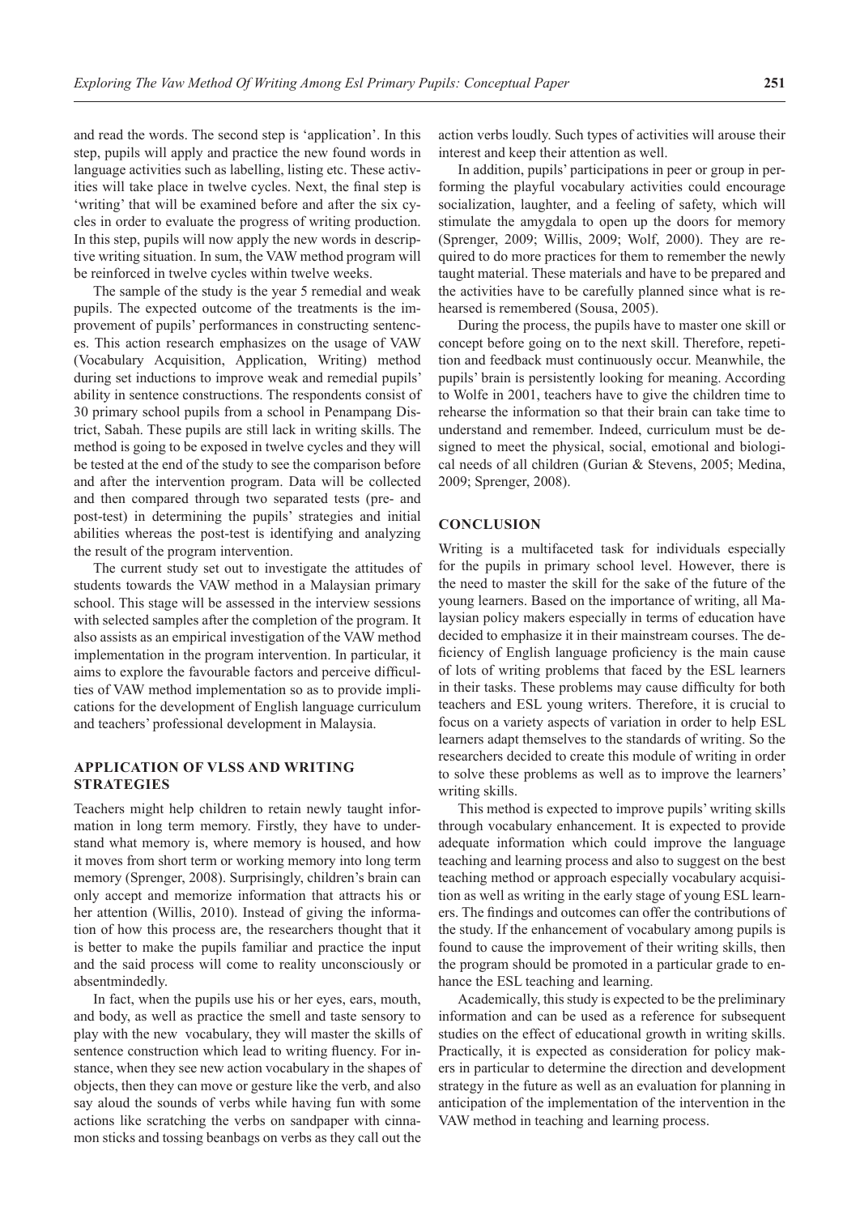and read the words. The second step is 'application'. In this step, pupils will apply and practice the new found words in language activities such as labelling, listing etc. These activities will take place in twelve cycles. Next, the final step is 'writing' that will be examined before and after the six cycles in order to evaluate the progress of writing production. In this step, pupils will now apply the new words in descriptive writing situation. In sum, the VAW method program will be reinforced in twelve cycles within twelve weeks.

The sample of the study is the year 5 remedial and weak pupils. The expected outcome of the treatments is the improvement of pupils' performances in constructing sentences. This action research emphasizes on the usage of VAW (Vocabulary Acquisition, Application, Writing) method during set inductions to improve weak and remedial pupils' ability in sentence constructions. The respondents consist of 30 primary school pupils from a school in Penampang District, Sabah. These pupils are still lack in writing skills. The method is going to be exposed in twelve cycles and they will be tested at the end of the study to see the comparison before and after the intervention program. Data will be collected and then compared through two separated tests (pre- and post-test) in determining the pupils' strategies and initial abilities whereas the post-test is identifying and analyzing the result of the program intervention.

The current study set out to investigate the attitudes of students towards the VAW method in a Malaysian primary school. This stage will be assessed in the interview sessions with selected samples after the completion of the program. It also assists as an empirical investigation of the VAW method implementation in the program intervention. In particular, it aims to explore the favourable factors and perceive difficulties of VAW method implementation so as to provide implications for the development of English language curriculum and teachers' professional development in Malaysia.

## APPLICATION OF VLSS AND WRITING STRATEGIES

Teachers might help children to retain newly taught information in long term memory. Firstly, they have to understand what memory is, where memory is housed, and how it moves from short term or working memory into long term memory (Sprenger, 2008). Surprisingly, children's brain can only accept and memorize information that attracts his or her attention (Willis, 2010). Instead of giving the information of how this process are, the researchers thought that it is better to make the pupils familiar and practice the input and the said process will come to reality unconsciously or absentmindedly.

In fact, when the pupils use his or her eyes, ears, mouth, and body, as well as practice the smell and taste sensory to play with the new vocabulary, they will master the skills of sentence construction which lead to writing fluency. For instance, when they see new action vocabulary in the shapes of objects, then they can move or gesture like the verb, and also say aloud the sounds of verbs while having fun with some actions like scratching the verbs on sandpaper with cinnamon sticks and tossing beanbags on verbs as they call out the action verbs loudly. Such types of activities will arouse their interest and keep their attention as well.

In addition, pupils' participations in peer or group in performing the playful vocabulary activities could encourage socialization, laughter, and a feeling of safety, which will stimulate the amygdala to open up the doors for memory (Sprenger, 2009; Willis, 2009; Wolf, 2000). They are required to do more practices for them to remember the newly taught material. These materials and have to be prepared and the activities have to be carefully planned since what is rehearsed is remembered (Sousa, 2005).

During the process, the pupils have to master one skill or concept before going on to the next skill. Therefore, repetition and feedback must continuously occur. Meanwhile, the pupils' brain is persistently looking for meaning. According to Wolfe in 2001, teachers have to give the children time to rehearse the information so that their brain can take time to understand and remember. Indeed, curriculum must be designed to meet the physical, social, emotional and biological needs of all children (Gurian & Stevens, 2005; Medina, 2009; Sprenger, 2008).

## CONCLUSION

Writing is a multifaceted task for individuals especially for the pupils in primary school level. However, there is the need to master the skill for the sake of the future of the young learners. Based on the importance of writing, all Malaysian policy makers especially in terms of education have decided to emphasize it in their mainstream courses. The deficiency of English language proficiency is the main cause of lots of writing problems that faced by the ESL learners in their tasks. These problems may cause difficulty for both teachers and ESL young writers. Therefore, it is crucial to focus on a variety aspects of variation in order to help ESL learners adapt themselves to the standards of writing. So the researchers decided to create this module of writing in order to solve these problems as well as to improve the learners' writing skills.

This method is expected to improve pupils' writing skills through vocabulary enhancement. It is expected to provide adequate information which could improve the language teaching and learning process and also to suggest on the best teaching method or approach especially vocabulary acquisition as well as writing in the early stage of young ESL learners. The findings and outcomes can offer the contributions of the study. If the enhancement of vocabulary among pupils is found to cause the improvement of their writing skills, then the program should be promoted in a particular grade to enhance the ESL teaching and learning.

Academically, this study is expected to be the preliminary information and can be used as a reference for subsequent studies on the effect of educational growth in writing skills. Practically, it is expected as consideration for policy makers in particular to determine the direction and development strategy in the future as well as an evaluation for planning in anticipation of the implementation of the intervention in the VAW method in teaching and learning process.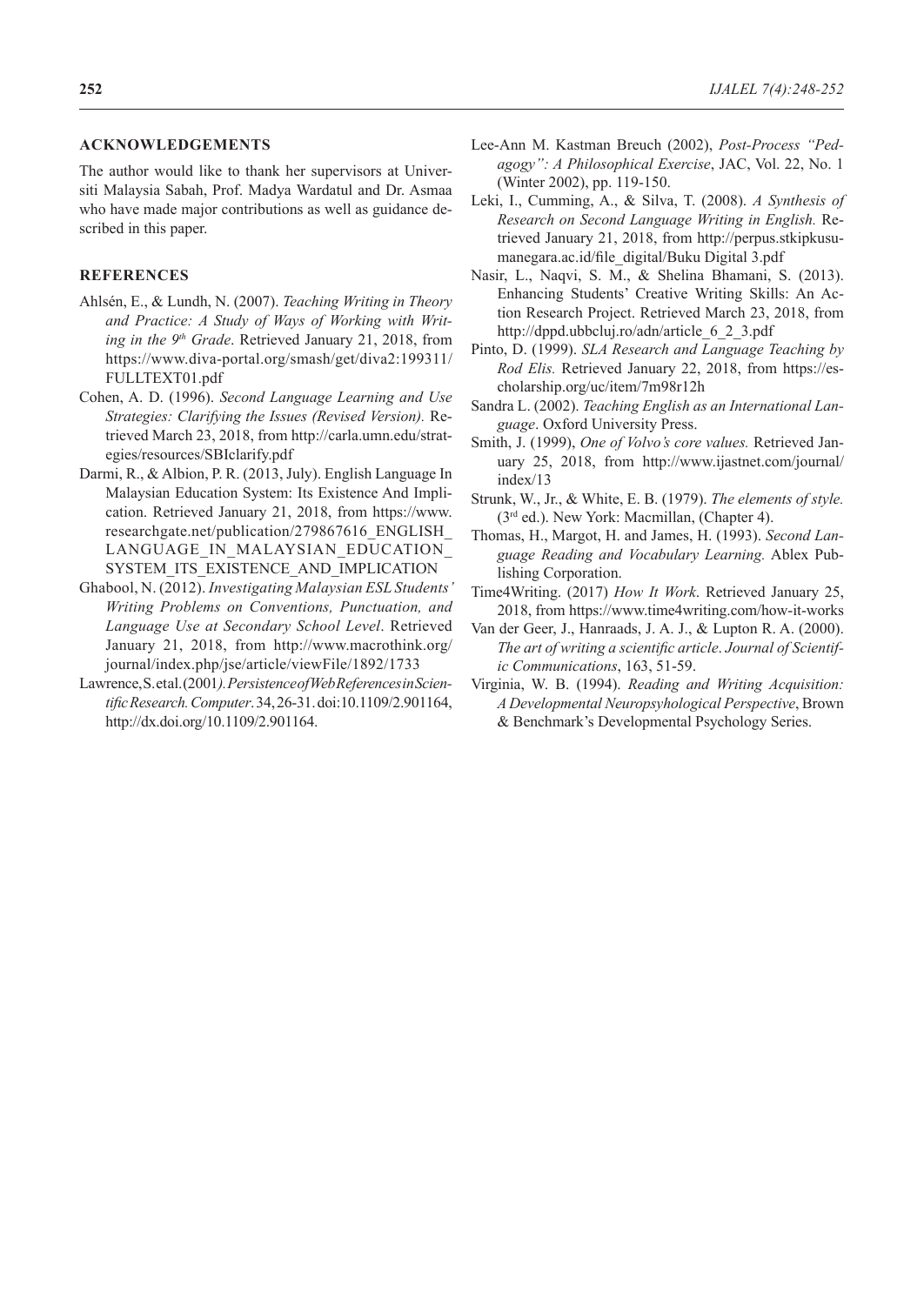## ACKNOWLEDGEMENTS

The author would like to thank her supervisors at Universiti Malaysia Sabah, Prof. Madya Wardatul and Dr. Asmaa who have made major contributions as well as guidance described in this paper.

## REFERENCES

Ahlsén, E., & Lundh, N. (2007). *Teaching Writing in Theory and Practice: A Study of Ways of Working with Writing in the 9th Grade*. Retrieved January 21, 2018, from https://www.diva-portal.org/smash/get/diva2:199311/FULLTEXT01.pdf

Cohen, A. D. (1996). *Second Language Learning and Use Strategies: Clarifying the Issues (Revised Version).* Retrieved March 23, 2018, from http://carla.umn.edu/strategies/resources/SBIclarify.pdf

Darmi, R., & Albion, P. R. (2013, July). English Language In Malaysian Education System: Its Existence And Implication. Retrieved January 21, 2018, from https://www.researchgate.net/publication/279867616_ENGLISH_LANGUAGE_IN_MALAYSIAN_EDUCATION_SYSTEM_ITS_EXISTENCE_AND_IMPLICATION

Ghabool, N. (2012). *Investigating Malaysian ESL Students' Writing Problems on Conventions, Punctuation, and Language Use at Secondary School Level*. Retrieved January 21, 2018, from http://www.macrothink.org/journal/index.php/jse/article/viewFile/1892/1733

Lawrence, S. et al. (2001*). Persistence of Web References in Scientific Research. Computer*. 34, 26-31. doi:10.1109/2.901164, http://dx.doi.org/10.1109/2.901164.

Lee-Ann M. Kastman Breuch (2002), *Post-Process "Pedagogy": A Philosophical Exercise*, JAC, Vol. 22, No. 1 (Winter 2002), pp. 119-150.

Leki, I., Cumming, A., & Silva, T. (2008). *A Synthesis of Research on Second Language Writing in English.* Retrieved January 21, 2018, from http://perpus.stkipkusumanegara.ac.id/file_digital/Buku Digital 3.pdf

Nasir, L., Naqvi, S. M., & Shelina Bhamani, S. (2013). Enhancing Students' Creative Writing Skills: An Action Research Project. Retrieved March 23, 2018, from http://dppd.ubbcluj.ro/adn/article_6_2_3.pdf

Pinto, D. (1999). *SLA Research and Language Teaching by Rod Elis.* Retrieved January 22, 2018, from https://escholarship.org/uc/item/7m98r12h

Sandra L. (2002). *Teaching English as an International Language*. Oxford University Press.

Smith, J. (1999), *One of Volvo's core values.* Retrieved January 25, 2018, from http://www.ijastnet.com/journal/index/13

Strunk, W., Jr., & White, E. B. (1979). *The elements of style.* (3rd ed.). New York: Macmillan, (Chapter 4).

Thomas, H., Margot, H. and James, H. (1993). *Second Language Reading and Vocabulary Learning.* Ablex Publishing Corporation.

Time4Writing. (2017) *How It Work*. Retrieved January 25, 2018, from https://www.time4writing.com/how-it-works

Van der Geer, J., Hanraads, J. A. J., & Lupton R. A. (2000). *The art of writing a scientific article*. *Journal of Scientific Communications*, 163, 51-59.

Virginia, W. B. (1994). *Reading and Writing Acquisition: A Developmental Neuropsyhological Perspective*, Brown & Benchmark's Developmental Psychology Series.